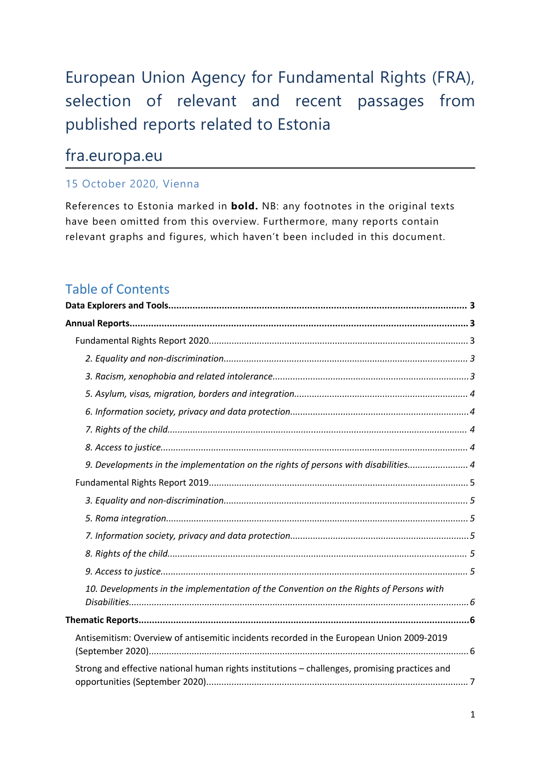# European Union Agency for Fundamental Rights (FRA), selection of relevant and recent passages from published reports related to Estonia

## fra.europa.eu

15 October 2020, Vienna

References to Estonia marked in **bold.** NB: any footnotes in the original texts have been omitted from this overview. Furthermore, many reports contain relevant graphs and figures, which haven't been included in this document.

## Table of Contents

**Data Explorers and Tools................................................................................................................... 3**

**Annual Reports............................................................................................................................... 3**

Fundamental Rights Report 2020...................................................................................................... 3

*2. Equality and non-discrimination................................................................................................ 3*

*3. Racism, xenophobia and related intolerance.............................................................................. 3*

*5. Asylum, visas, migration, borders and integration..................................................................... 4*

*6. Information society, privacy and data protection....................................................................... 4*

*7. Rights of the child........................................................................................................................ 4*

*8. Access to justice.......................................................................................................................... 4*

*9. Developments in the implementation on the rights of persons with disabilities........................ 4*

Fundamental Rights Report 2019...................................................................................................... 5

*3. Equality and non-discrimination................................................................................................ 5*

*5. Roma integration......................................................................................................................... 5*

*7. Information society, privacy and data protection....................................................................... 5*

*8. Rights of the child........................................................................................................................ 5*

*9. Access to justice.......................................................................................................................... 5*

*10. Developments in the implementation of the Convention on the Rights of Persons with Disabilities.......................................................................................................................................... 6*

**Thematic Reports............................................................................................................................ 6**

Antisemitism: Overview of antisemitic incidents recorded in the European Union 2009-2019 (September 2020)............................................................................................................................. 6

Strong and effective national human rights institutions – challenges, promising practices and opportunities (September 2020)....................................................................................................... 7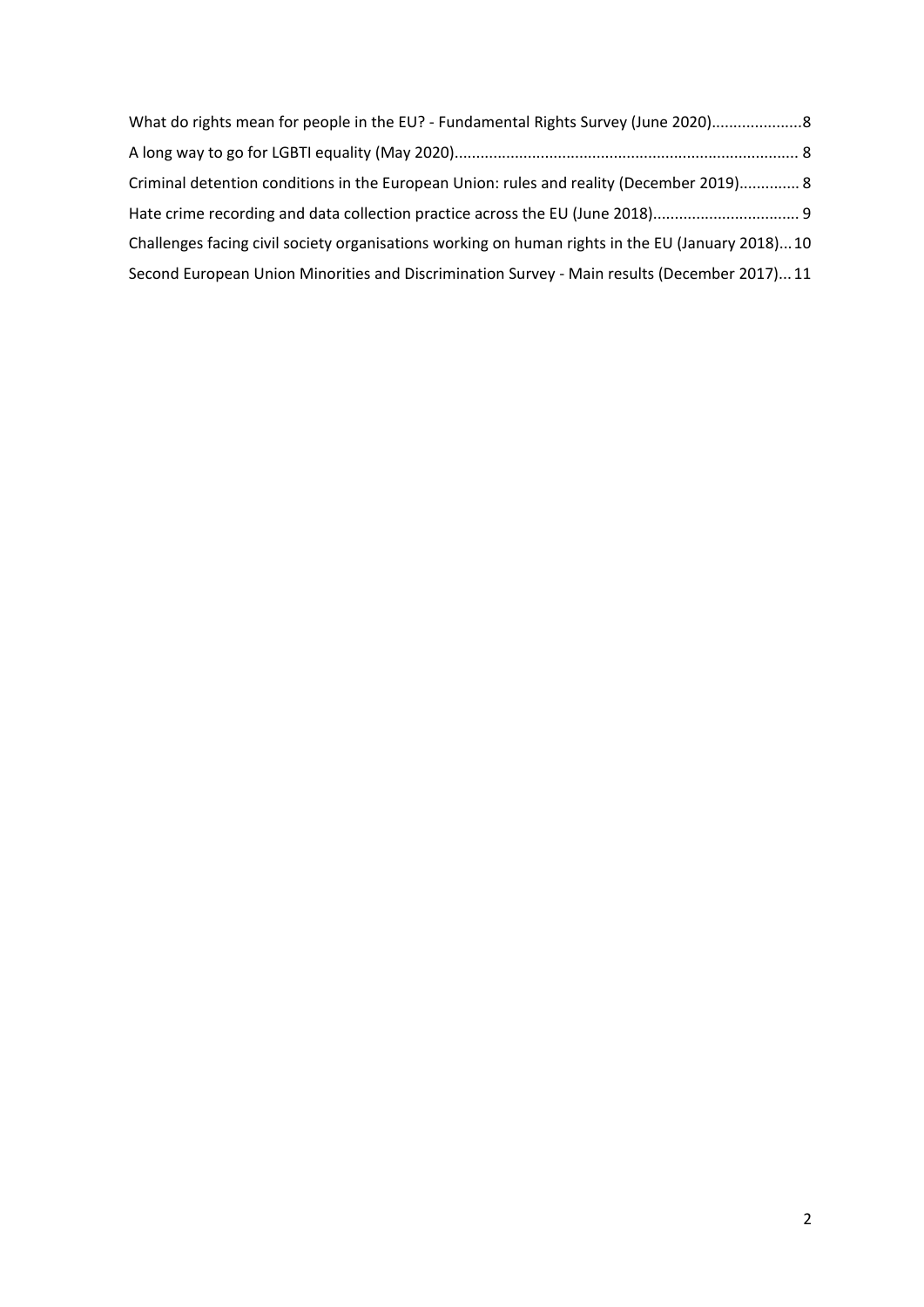What do rights mean for people in the EU? - Fundamental Rights Survey (June 2020)....................8

A long way to go for LGBTI equality (May 2020)............................................................................. 8

Criminal detention conditions in the European Union: rules and reality (December 2019)............. 8

Hate crime recording and data collection practice across the EU (June 2018)................................. 9

Challenges facing civil society organisations working on human rights in the EU (January 2018)...10

Second European Union Minorities and Discrimination Survey - Main results (December 2017)...11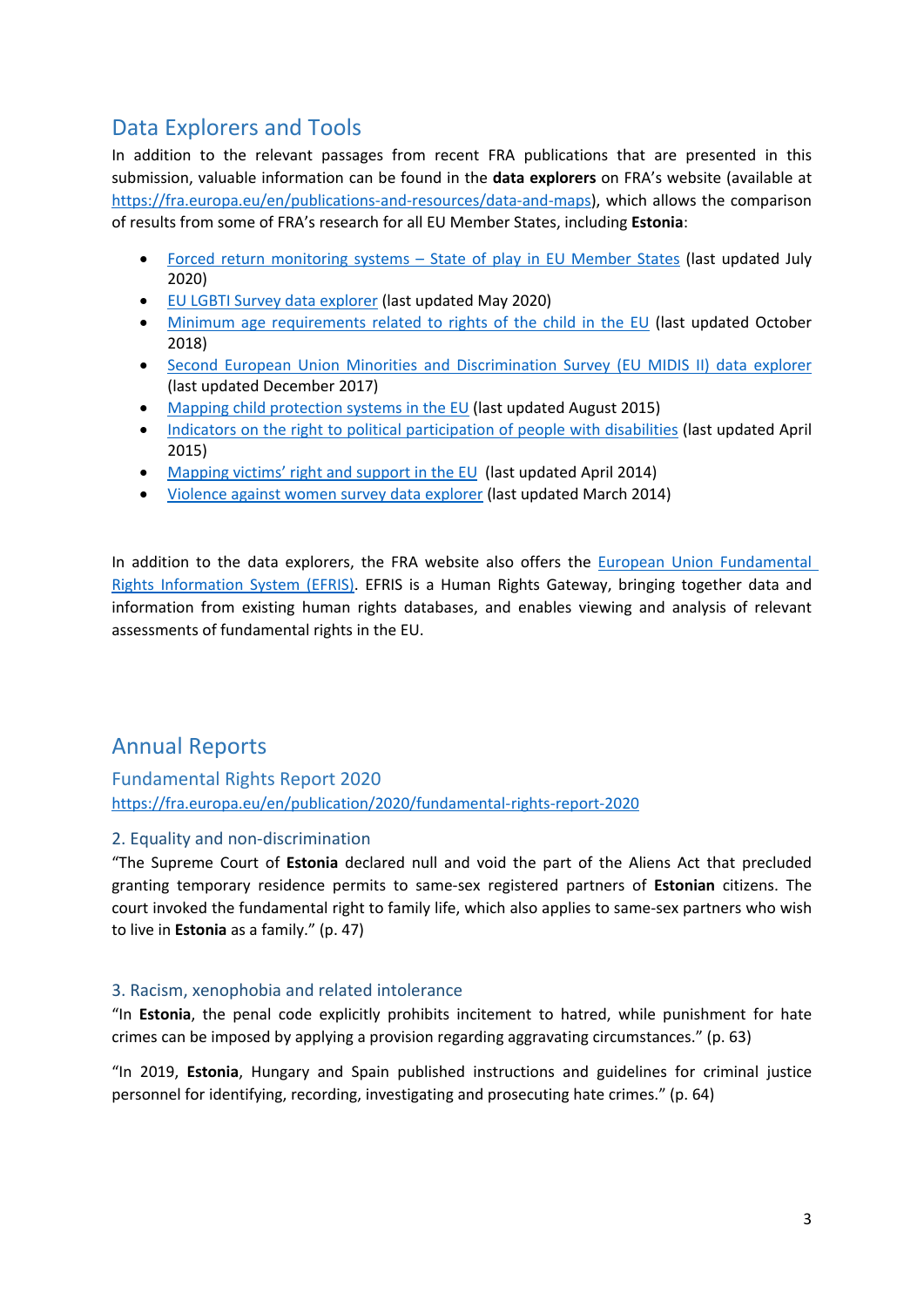## Data Explorers and Tools

In addition to the relevant passages from recent FRA publications that are presented in this submission, valuable information can be found in the **data explorers** on FRA's website (available at https://fra.europa.eu/en/publications-and-resources/data-and-maps), which allows the comparison of results from some of FRA's research for all EU Member States, including **Estonia**:

- Forced return monitoring systems – State of play in EU Member States (last updated July 2020)
- EU LGBTI Survey data explorer (last updated May 2020)
- Minimum age requirements related to rights of the child in the EU (last updated October 2018)
- Second European Union Minorities and Discrimination Survey (EU MIDIS II) data explorer (last updated December 2017)
- Mapping child protection systems in the EU (last updated August 2015)
- Indicators on the right to political participation of people with disabilities (last updated April 2015)
- Mapping victims' right and support in the EU (last updated April 2014)
- Violence against women survey data explorer (last updated March 2014)

In addition to the data explorers, the FRA website also offers the European Union Fundamental Rights Information System (EFRIS). EFRIS is a Human Rights Gateway, bringing together data and information from existing human rights databases, and enables viewing and analysis of relevant assessments of fundamental rights in the EU.

## Annual Reports

### Fundamental Rights Report 2020

https://fra.europa.eu/en/publication/2020/fundamental-rights-report-2020

#### 2. Equality and non-discrimination

"The Supreme Court of **Estonia** declared null and void the part of the Aliens Act that precluded granting temporary residence permits to same-sex registered partners of **Estonian** citizens. The court invoked the fundamental right to family life, which also applies to same-sex partners who wish to live in **Estonia** as a family." (p. 47)

#### 3. Racism, xenophobia and related intolerance

"In **Estonia**, the penal code explicitly prohibits incitement to hatred, while punishment for hate crimes can be imposed by applying a provision regarding aggravating circumstances." (p. 63)

"In 2019, **Estonia**, Hungary and Spain published instructions and guidelines for criminal justice personnel for identifying, recording, investigating and prosecuting hate crimes." (p. 64)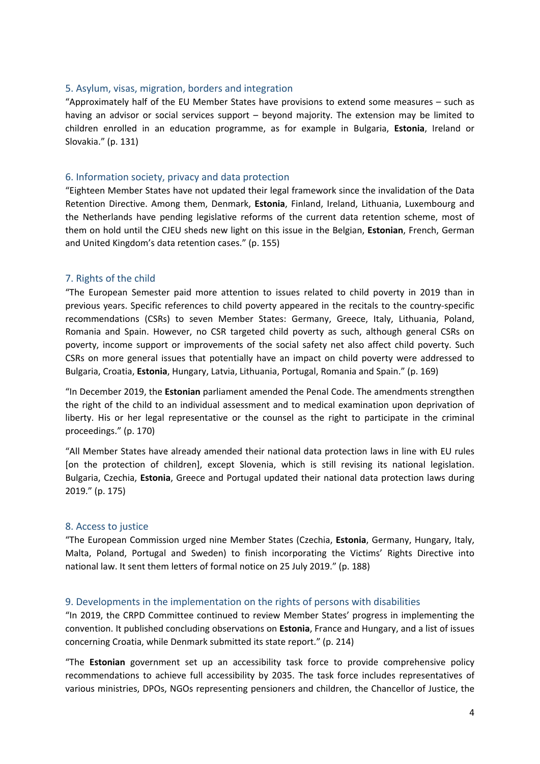## 5. Asylum, visas, migration, borders and integration

"Approximately half of the EU Member States have provisions to extend some measures – such as having an advisor or social services support – beyond majority. The extension may be limited to children enrolled in an education programme, as for example in Bulgaria, **Estonia**, Ireland or Slovakia." (p. 131)

## 6. Information society, privacy and data protection

"Eighteen Member States have not updated their legal framework since the invalidation of the Data Retention Directive. Among them, Denmark, **Estonia**, Finland, Ireland, Lithuania, Luxembourg and the Netherlands have pending legislative reforms of the current data retention scheme, most of them on hold until the CJEU sheds new light on this issue in the Belgian, **Estonian**, French, German and United Kingdom's data retention cases." (p. 155)

## 7. Rights of the child

"The European Semester paid more attention to issues related to child poverty in 2019 than in previous years. Specific references to child poverty appeared in the recitals to the country-specific recommendations (CSRs) to seven Member States: Germany, Greece, Italy, Lithuania, Poland, Romania and Spain. However, no CSR targeted child poverty as such, although general CSRs on poverty, income support or improvements of the social safety net also affect child poverty. Such CSRs on more general issues that potentially have an impact on child poverty were addressed to Bulgaria, Croatia, **Estonia**, Hungary, Latvia, Lithuania, Portugal, Romania and Spain." (p. 169)

"In December 2019, the **Estonian** parliament amended the Penal Code. The amendments strengthen the right of the child to an individual assessment and to medical examination upon deprivation of liberty. His or her legal representative or the counsel as the right to participate in the criminal proceedings." (p. 170)

"All Member States have already amended their national data protection laws in line with EU rules [on the protection of children], except Slovenia, which is still revising its national legislation. Bulgaria, Czechia, **Estonia**, Greece and Portugal updated their national data protection laws during 2019." (p. 175)

## 8. Access to justice

"The European Commission urged nine Member States (Czechia, **Estonia**, Germany, Hungary, Italy, Malta, Poland, Portugal and Sweden) to finish incorporating the Victims' Rights Directive into national law. It sent them letters of formal notice on 25 July 2019." (p. 188)

## 9. Developments in the implementation on the rights of persons with disabilities

"In 2019, the CRPD Committee continued to review Member States' progress in implementing the convention. It published concluding observations on **Estonia**, France and Hungary, and a list of issues concerning Croatia, while Denmark submitted its state report." (p. 214)

"The **Estonian** government set up an accessibility task force to provide comprehensive policy recommendations to achieve full accessibility by 2035. The task force includes representatives of various ministries, DPOs, NGOs representing pensioners and children, the Chancellor of Justice, the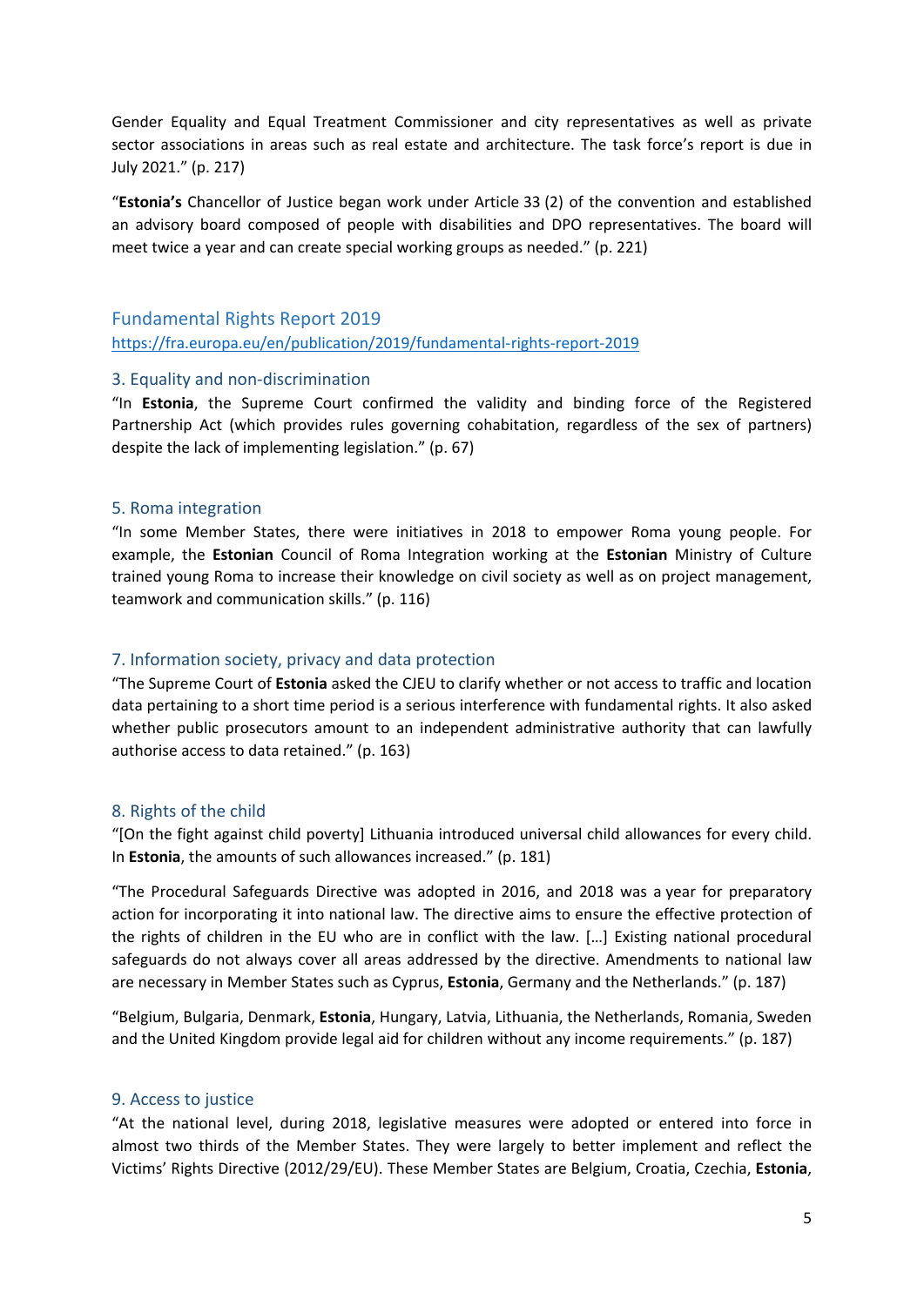Gender Equality and Equal Treatment Commissioner and city representatives as well as private sector associations in areas such as real estate and architecture. The task force's report is due in July 2021." (p. 217)

"**Estonia's** Chancellor of Justice began work under Article 33 (2) of the convention and established an advisory board composed of people with disabilities and DPO representatives. The board will meet twice a year and can create special working groups as needed." (p. 221)

## Fundamental Rights Report 2019

https://fra.europa.eu/en/publication/2019/fundamental-rights-report-2019

### 3. Equality and non-discrimination

"In **Estonia**, the Supreme Court confirmed the validity and binding force of the Registered Partnership Act (which provides rules governing cohabitation, regardless of the sex of partners) despite the lack of implementing legislation." (p. 67)

### 5. Roma integration

"In some Member States, there were initiatives in 2018 to empower Roma young people. For example, the **Estonian** Council of Roma Integration working at the **Estonian** Ministry of Culture trained young Roma to increase their knowledge on civil society as well as on project management, teamwork and communication skills." (p. 116)

### 7. Information society, privacy and data protection

"The Supreme Court of **Estonia** asked the CJEU to clarify whether or not access to traffic and location data pertaining to a short time period is a serious interference with fundamental rights. It also asked whether public prosecutors amount to an independent administrative authority that can lawfully authorise access to data retained." (p. 163)

### 8. Rights of the child

"[On the fight against child poverty] Lithuania introduced universal child allowances for every child. In **Estonia**, the amounts of such allowances increased." (p. 181)

"The Procedural Safeguards Directive was adopted in 2016, and 2018 was a year for preparatory action for incorporating it into national law. The directive aims to ensure the effective protection of the rights of children in the EU who are in conflict with the law. […] Existing national procedural safeguards do not always cover all areas addressed by the directive. Amendments to national law are necessary in Member States such as Cyprus, **Estonia**, Germany and the Netherlands." (p. 187)

"Belgium, Bulgaria, Denmark, **Estonia**, Hungary, Latvia, Lithuania, the Netherlands, Romania, Sweden and the United Kingdom provide legal aid for children without any income requirements." (p. 187)

### 9. Access to justice

"At the national level, during 2018, legislative measures were adopted or entered into force in almost two thirds of the Member States. They were largely to better implement and reflect the Victims' Rights Directive (2012/29/EU). These Member States are Belgium, Croatia, Czechia, **Estonia**,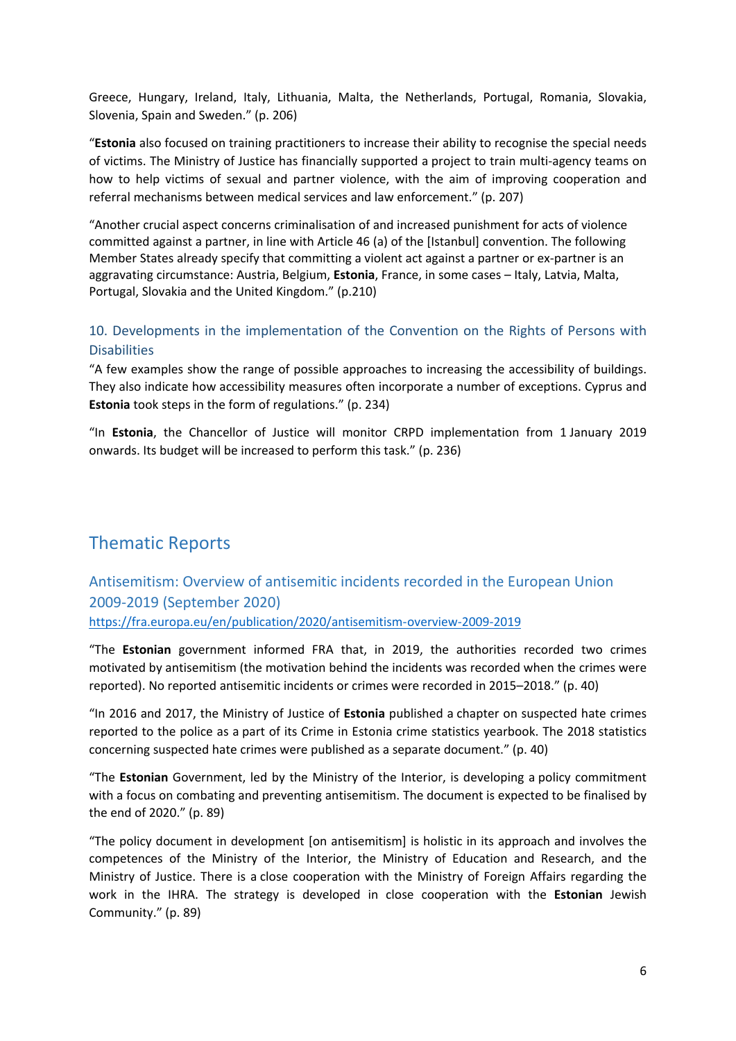Greece, Hungary, Ireland, Italy, Lithuania, Malta, the Netherlands, Portugal, Romania, Slovakia, Slovenia, Spain and Sweden." (p. 206)

"**Estonia** also focused on training practitioners to increase their ability to recognise the special needs of victims. The Ministry of Justice has financially supported a project to train multi-agency teams on how to help victims of sexual and partner violence, with the aim of improving cooperation and referral mechanisms between medical services and law enforcement." (p. 207)

"Another crucial aspect concerns criminalisation of and increased punishment for acts of violence committed against a partner, in line with Article 46 (a) of the [Istanbul] convention. The following Member States already specify that committing a violent act against a partner or ex-partner is an aggravating circumstance: Austria, Belgium, **Estonia**, France, in some cases – Italy, Latvia, Malta, Portugal, Slovakia and the United Kingdom." (p.210)

### 10. Developments in the implementation of the Convention on the Rights of Persons with Disabilities

"A few examples show the range of possible approaches to increasing the accessibility of buildings. They also indicate how accessibility measures often incorporate a number of exceptions. Cyprus and **Estonia** took steps in the form of regulations." (p. 234)

"In **Estonia**, the Chancellor of Justice will monitor CRPD implementation from 1 January 2019 onwards. Its budget will be increased to perform this task." (p. 236)

## Thematic Reports

### Antisemitism: Overview of antisemitic incidents recorded in the European Union 2009-2019 (September 2020)

https://fra.europa.eu/en/publication/2020/antisemitism-overview-2009-2019

"The **Estonian** government informed FRA that, in 2019, the authorities recorded two crimes motivated by antisemitism (the motivation behind the incidents was recorded when the crimes were reported). No reported antisemitic incidents or crimes were recorded in 2015–2018." (p. 40)

"In 2016 and 2017, the Ministry of Justice of **Estonia** published a chapter on suspected hate crimes reported to the police as a part of its Crime in Estonia crime statistics yearbook. The 2018 statistics concerning suspected hate crimes were published as a separate document." (p. 40)

"The **Estonian** Government, led by the Ministry of the Interior, is developing a policy commitment with a focus on combating and preventing antisemitism. The document is expected to be finalised by the end of 2020." (p. 89)

"The policy document in development [on antisemitism] is holistic in its approach and involves the competences of the Ministry of the Interior, the Ministry of Education and Research, and the Ministry of Justice. There is a close cooperation with the Ministry of Foreign Affairs regarding the work in the IHRA. The strategy is developed in close cooperation with the **Estonian** Jewish Community." (p. 89)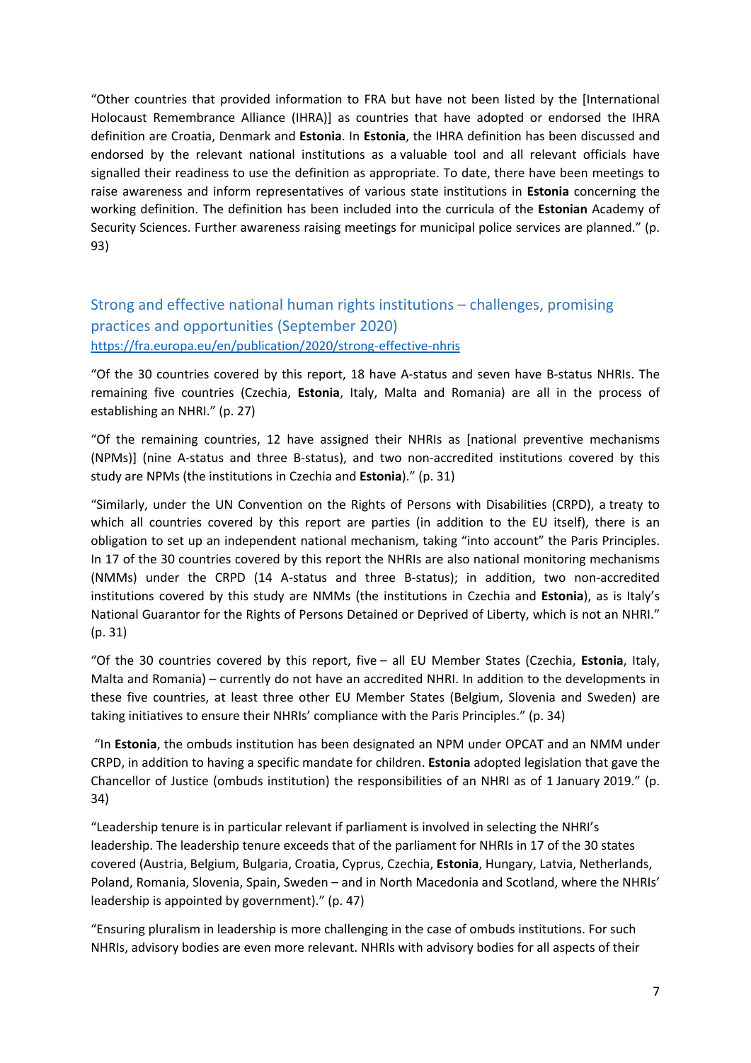"Other countries that provided information to FRA but have not been listed by the [International Holocaust Remembrance Alliance (IHRA)] as countries that have adopted or endorsed the IHRA definition are Croatia, Denmark and **Estonia**. In **Estonia**, the IHRA definition has been discussed and endorsed by the relevant national institutions as a valuable tool and all relevant officials have signalled their readiness to use the definition as appropriate. To date, there have been meetings to raise awareness and inform representatives of various state institutions in **Estonia** concerning the working definition. The definition has been included into the curricula of the **Estonian** Academy of Security Sciences. Further awareness raising meetings for municipal police services are planned." (p. 93)

## Strong and effective national human rights institutions – challenges, promising practices and opportunities (September 2020)

https://fra.europa.eu/en/publication/2020/strong-effective-nhris

"Of the 30 countries covered by this report, 18 have A-status and seven have B-status NHRIs. The remaining five countries (Czechia, **Estonia**, Italy, Malta and Romania) are all in the process of establishing an NHRI." (p. 27)

"Of the remaining countries, 12 have assigned their NHRIs as [national preventive mechanisms (NPMs)] (nine A-status and three B-status), and two non-accredited institutions covered by this study are NPMs (the institutions in Czechia and **Estonia**)." (p. 31)

"Similarly, under the UN Convention on the Rights of Persons with Disabilities (CRPD), a treaty to which all countries covered by this report are parties (in addition to the EU itself), there is an obligation to set up an independent national mechanism, taking "into account" the Paris Principles. In 17 of the 30 countries covered by this report the NHRIs are also national monitoring mechanisms (NMMs) under the CRPD (14 A-status and three B-status); in addition, two non-accredited institutions covered by this study are NMMs (the institutions in Czechia and **Estonia**), as is Italy's National Guarantor for the Rights of Persons Detained or Deprived of Liberty, which is not an NHRI." (p. 31)

"Of the 30 countries covered by this report, five – all EU Member States (Czechia, **Estonia**, Italy, Malta and Romania) – currently do not have an accredited NHRI. In addition to the developments in these five countries, at least three other EU Member States (Belgium, Slovenia and Sweden) are taking initiatives to ensure their NHRIs' compliance with the Paris Principles." (p. 34)

"In **Estonia**, the ombuds institution has been designated an NPM under OPCAT and an NMM under CRPD, in addition to having a specific mandate for children. **Estonia** adopted legislation that gave the Chancellor of Justice (ombuds institution) the responsibilities of an NHRI as of 1 January 2019." (p. 34)

"Leadership tenure is in particular relevant if parliament is involved in selecting the NHRI's leadership. The leadership tenure exceeds that of the parliament for NHRIs in 17 of the 30 states covered (Austria, Belgium, Bulgaria, Croatia, Cyprus, Czechia, **Estonia**, Hungary, Latvia, Netherlands, Poland, Romania, Slovenia, Spain, Sweden – and in North Macedonia and Scotland, where the NHRIs' leadership is appointed by government)." (p. 47)

"Ensuring pluralism in leadership is more challenging in the case of ombuds institutions. For such NHRIs, advisory bodies are even more relevant. NHRIs with advisory bodies for all aspects of their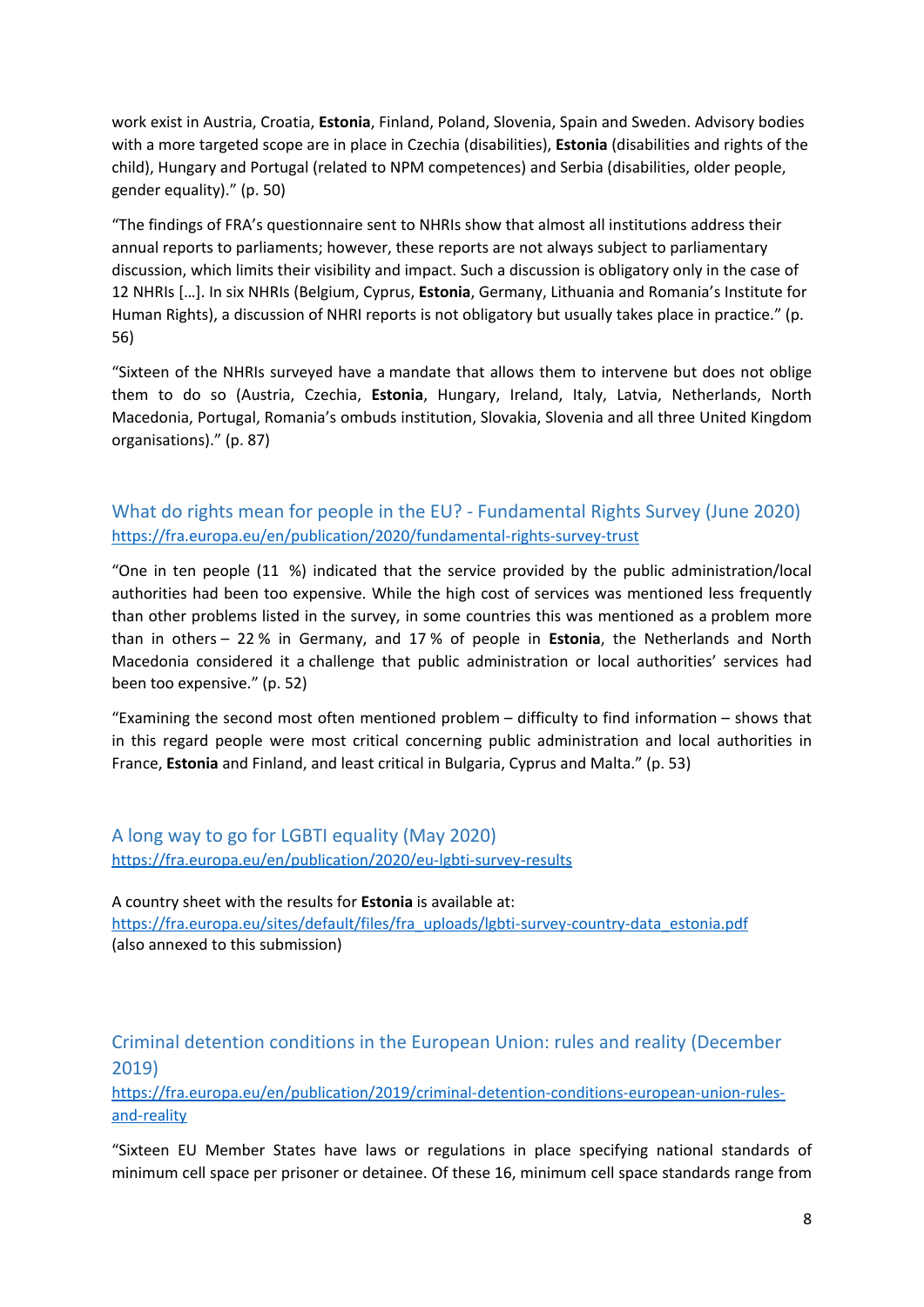work exist in Austria, Croatia, **Estonia**, Finland, Poland, Slovenia, Spain and Sweden. Advisory bodies with a more targeted scope are in place in Czechia (disabilities), **Estonia** (disabilities and rights of the child), Hungary and Portugal (related to NPM competences) and Serbia (disabilities, older people, gender equality)." (p. 50)

"The findings of FRA's questionnaire sent to NHRIs show that almost all institutions address their annual reports to parliaments; however, these reports are not always subject to parliamentary discussion, which limits their visibility and impact. Such a discussion is obligatory only in the case of 12 NHRIs […]. In six NHRIs (Belgium, Cyprus, **Estonia**, Germany, Lithuania and Romania's Institute for Human Rights), a discussion of NHRI reports is not obligatory but usually takes place in practice." (p. 56)

"Sixteen of the NHRIs surveyed have a mandate that allows them to intervene but does not oblige them to do so (Austria, Czechia, **Estonia**, Hungary, Ireland, Italy, Latvia, Netherlands, North Macedonia, Portugal, Romania's ombuds institution, Slovakia, Slovenia and all three United Kingdom organisations)." (p. 87)

## What do rights mean for people in the EU? - Fundamental Rights Survey (June 2020)

https://fra.europa.eu/en/publication/2020/fundamental-rights-survey-trust

"One in ten people (11 %) indicated that the service provided by the public administration/local authorities had been too expensive. While the high cost of services was mentioned less frequently than other problems listed in the survey, in some countries this was mentioned as a problem more than in others – 22 % in Germany, and 17 % of people in **Estonia**, the Netherlands and North Macedonia considered it a challenge that public administration or local authorities' services had been too expensive." (p. 52)

"Examining the second most often mentioned problem – difficulty to find information – shows that in this regard people were most critical concerning public administration and local authorities in France, **Estonia** and Finland, and least critical in Bulgaria, Cyprus and Malta." (p. 53)

## A long way to go for LGBTI equality (May 2020)

https://fra.europa.eu/en/publication/2020/eu-lgbti-survey-results

A country sheet with the results for **Estonia** is available at:
https://fra.europa.eu/sites/default/files/fra_uploads/lgbti-survey-country-data_estonia.pdf
(also annexed to this submission)

## Criminal detention conditions in the European Union: rules and reality (December 2019)

https://fra.europa.eu/en/publication/2019/criminal-detention-conditions-european-union-rules-and-reality

"Sixteen EU Member States have laws or regulations in place specifying national standards of minimum cell space per prisoner or detainee. Of these 16, minimum cell space standards range from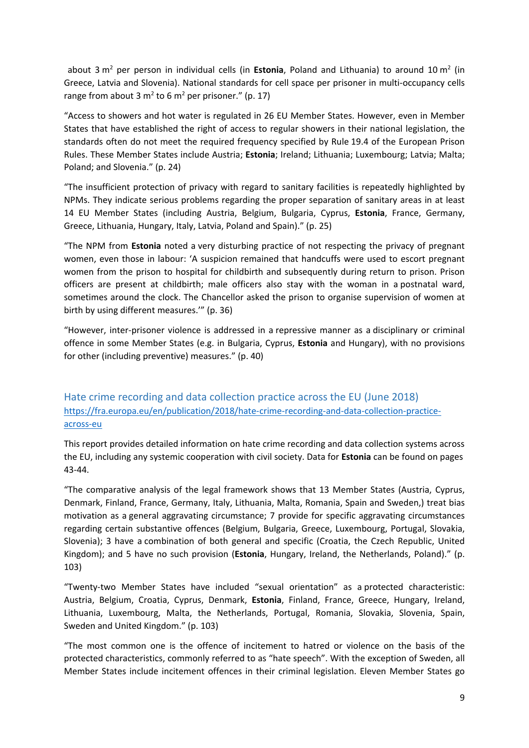about 3 $m^2$ per person in individual cells (in **Estonia**, Poland and Lithuania) to around 10 $m^2$ (in Greece, Latvia and Slovenia). National standards for cell space per prisoner in multi-occupancy cells range from about 3 $m^2$ to 6 $m^2$ per prisoner." (p. 17)

"Access to showers and hot water is regulated in 26 EU Member States. However, even in Member States that have established the right of access to regular showers in their national legislation, the standards often do not meet the required frequency specified by Rule 19.4 of the European Prison Rules. These Member States include Austria; **Estonia**; Ireland; Lithuania; Luxembourg; Latvia; Malta; Poland; and Slovenia." (p. 24)

"The insufficient protection of privacy with regard to sanitary facilities is repeatedly highlighted by NPMs. They indicate serious problems regarding the proper separation of sanitary areas in at least 14 EU Member States (including Austria, Belgium, Bulgaria, Cyprus, **Estonia**, France, Germany, Greece, Lithuania, Hungary, Italy, Latvia, Poland and Spain)." (p. 25)

"The NPM from **Estonia** noted a very disturbing practice of not respecting the privacy of pregnant women, even those in labour: 'A suspicion remained that handcuffs were used to escort pregnant women from the prison to hospital for childbirth and subsequently during return to prison. Prison officers are present at childbirth; male officers also stay with the woman in a postnatal ward, sometimes around the clock. The Chancellor asked the prison to organise supervision of women at birth by using different measures.'" (p. 36)

"However, inter-prisoner violence is addressed in a repressive manner as a disciplinary or criminal offence in some Member States (e.g. in Bulgaria, Cyprus, **Estonia** and Hungary), with no provisions for other (including preventive) measures." (p. 40)

## Hate crime recording and data collection practice across the EU (June 2018)

https://fra.europa.eu/en/publication/2018/hate-crime-recording-and-data-collection-practice-across-eu

This report provides detailed information on hate crime recording and data collection systems across the EU, including any systemic cooperation with civil society. Data for **Estonia** can be found on pages 43-44.

"The comparative analysis of the legal framework shows that 13 Member States (Austria, Cyprus, Denmark, Finland, France, Germany, Italy, Lithuania, Malta, Romania, Spain and Sweden,) treat bias motivation as a general aggravating circumstance; 7 provide for specific aggravating circumstances regarding certain substantive offences (Belgium, Bulgaria, Greece, Luxembourg, Portugal, Slovakia, Slovenia); 3 have a combination of both general and specific (Croatia, the Czech Republic, United Kingdom); and 5 have no such provision (**Estonia**, Hungary, Ireland, the Netherlands, Poland)." (p. 103)

"Twenty-two Member States have included "sexual orientation" as a protected characteristic: Austria, Belgium, Croatia, Cyprus, Denmark, **Estonia**, Finland, France, Greece, Hungary, Ireland, Lithuania, Luxembourg, Malta, the Netherlands, Portugal, Romania, Slovakia, Slovenia, Spain, Sweden and United Kingdom." (p. 103)

"The most common one is the offence of incitement to hatred or violence on the basis of the protected characteristics, commonly referred to as "hate speech". With the exception of Sweden, all Member States include incitement offences in their criminal legislation. Eleven Member States go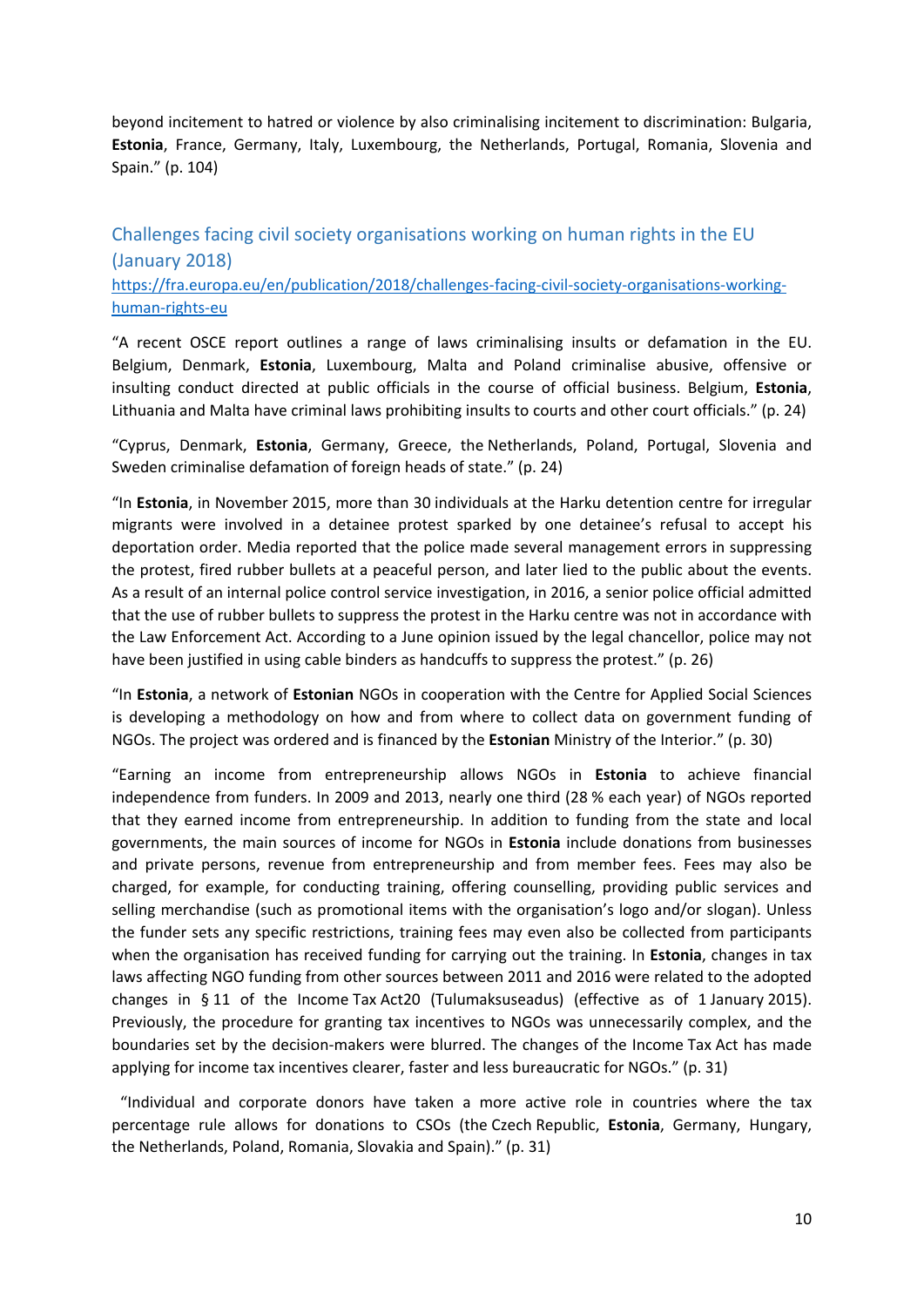beyond incitement to hatred or violence by also criminalising incitement to discrimination: Bulgaria, **Estonia**, France, Germany, Italy, Luxembourg, the Netherlands, Portugal, Romania, Slovenia and Spain." (p. 104)

## Challenges facing civil society organisations working on human rights in the EU (January 2018)

https://fra.europa.eu/en/publication/2018/challenges-facing-civil-society-organisations-working-human-rights-eu

"A recent OSCE report outlines a range of laws criminalising insults or defamation in the EU. Belgium, Denmark, **Estonia**, Luxembourg, Malta and Poland criminalise abusive, offensive or insulting conduct directed at public officials in the course of official business. Belgium, **Estonia**, Lithuania and Malta have criminal laws prohibiting insults to courts and other court officials." (p. 24)

"Cyprus, Denmark, **Estonia**, Germany, Greece, the Netherlands, Poland, Portugal, Slovenia and Sweden criminalise defamation of foreign heads of state." (p. 24)

"In **Estonia**, in November 2015, more than 30 individuals at the Harku detention centre for irregular migrants were involved in a detainee protest sparked by one detainee's refusal to accept his deportation order. Media reported that the police made several management errors in suppressing the protest, fired rubber bullets at a peaceful person, and later lied to the public about the events. As a result of an internal police control service investigation, in 2016, a senior police official admitted that the use of rubber bullets to suppress the protest in the Harku centre was not in accordance with the Law Enforcement Act. According to a June opinion issued by the legal chancellor, police may not have been justified in using cable binders as handcuffs to suppress the protest." (p. 26)

"In **Estonia**, a network of **Estonian** NGOs in cooperation with the Centre for Applied Social Sciences is developing a methodology on how and from where to collect data on government funding of NGOs. The project was ordered and is financed by the **Estonian** Ministry of the Interior." (p. 30)

"Earning an income from entrepreneurship allows NGOs in **Estonia** to achieve financial independence from funders. In 2009 and 2013, nearly one third (28 % each year) of NGOs reported that they earned income from entrepreneurship. In addition to funding from the state and local governments, the main sources of income for NGOs in **Estonia** include donations from businesses and private persons, revenue from entrepreneurship and from member fees. Fees may also be charged, for example, for conducting training, offering counselling, providing public services and selling merchandise (such as promotional items with the organisation's logo and/or slogan). Unless the funder sets any specific restrictions, training fees may even also be collected from participants when the organisation has received funding for carrying out the training. In **Estonia**, changes in tax laws affecting NGO funding from other sources between 2011 and 2016 were related to the adopted changes in § 11 of the Income Tax Act20 (Tulumaksuseadus) (effective as of 1 January 2015). Previously, the procedure for granting tax incentives to NGOs was unnecessarily complex, and the boundaries set by the decision-makers were blurred. The changes of the Income Tax Act has made applying for income tax incentives clearer, faster and less bureaucratic for NGOs." (p. 31)

"Individual and corporate donors have taken a more active role in countries where the tax percentage rule allows for donations to CSOs (the Czech Republic, **Estonia**, Germany, Hungary, the Netherlands, Poland, Romania, Slovakia and Spain)." (p. 31)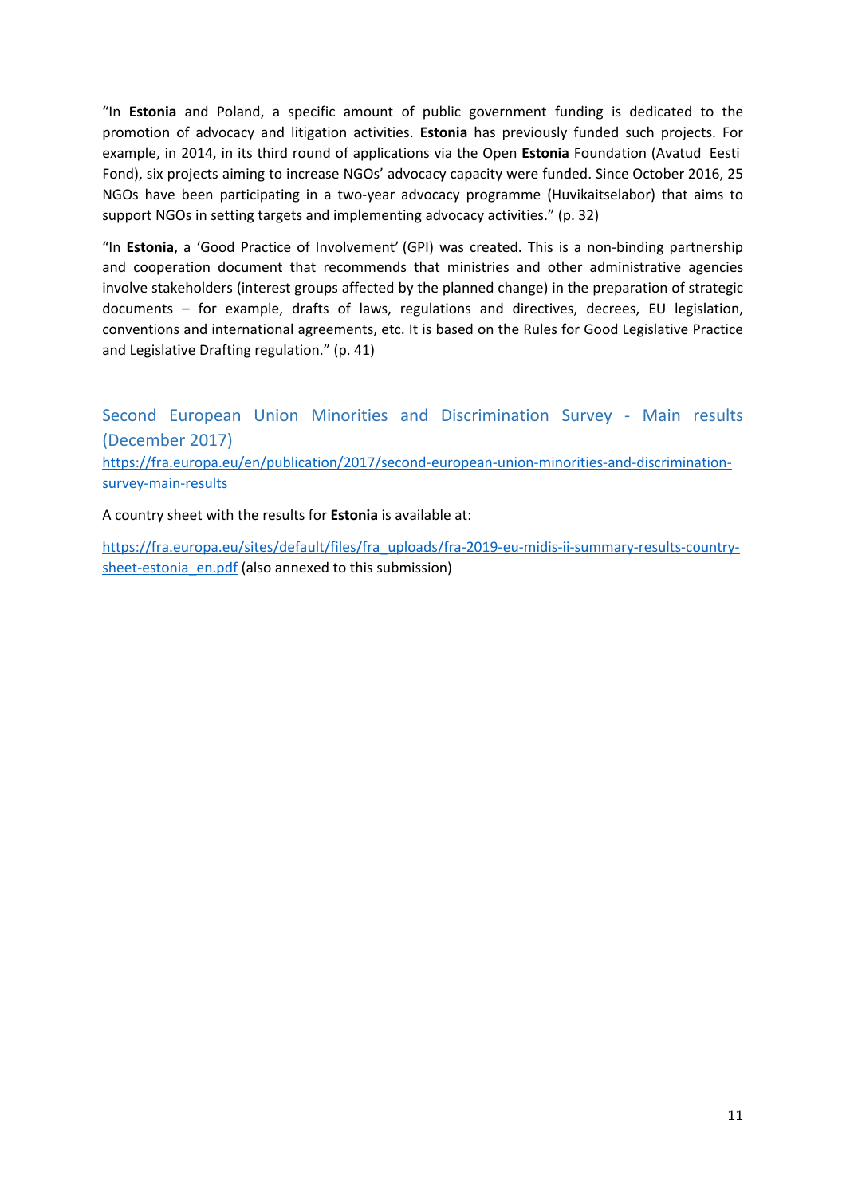"In **Estonia** and Poland, a specific amount of public government funding is dedicated to the promotion of advocacy and litigation activities. **Estonia** has previously funded such projects. For example, in 2014, in its third round of applications via the Open **Estonia** Foundation (Avatud Eesti Fond), six projects aiming to increase NGOs' advocacy capacity were funded. Since October 2016, 25 NGOs have been participating in a two-year advocacy programme (Huvikaitselabor) that aims to support NGOs in setting targets and implementing advocacy activities." (p. 32)

"In **Estonia**, a 'Good Practice of Involvement' (GPI) was created. This is a non-binding partnership and cooperation document that recommends that ministries and other administrative agencies involve stakeholders (interest groups affected by the planned change) in the preparation of strategic documents – for example, drafts of laws, regulations and directives, decrees, EU legislation, conventions and international agreements, etc. It is based on the Rules for Good Legislative Practice and Legislative Drafting regulation." (p. 41)

## Second European Union Minorities and Discrimination Survey - Main results (December 2017)

https://fra.europa.eu/en/publication/2017/second-european-union-minorities-and-discrimination-survey-main-results

A country sheet with the results for **Estonia** is available at:

https://fra.europa.eu/sites/default/files/fra_uploads/fra-2019-eu-midis-ii-summary-results-country-sheet-estonia_en.pdf (also annexed to this submission)